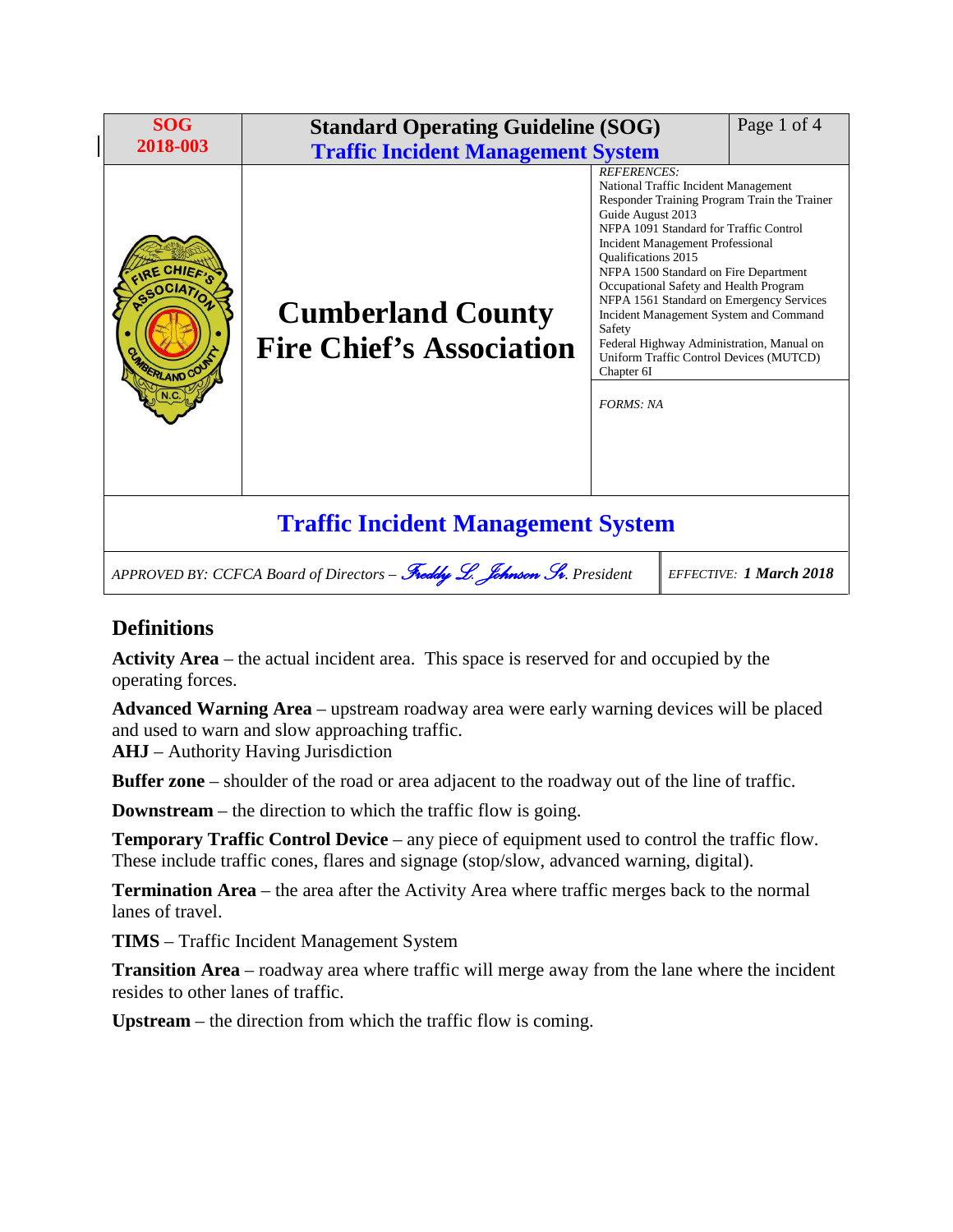| SOG 2018-003 | Standard Operating Guideline (SOG) Traffic Incident Management System | |
|---|---|---|
| | **Cumberland County Fire Chief's Association** | *REFERENCES:* National Traffic Incident Management Responder Training Program Train the Trainer Guide August 2013; NFPA 1091 Standard for Traffic Control Incident Management Professional Qualifications 2015; NFPA 1500 Standard on Fire Department Occupational Safety and Health Program; NFPA 1561 Standard on Emergency Services Incident Management System and Command Safety; Federal Highway Administration, Manual on Uniform Traffic Control Devices (MUTCD) Chapter 6I |
| | | *FORMS: NA* |

# Traffic Incident Management System

*APPROVED BY: CCFCA Board of Directors – Freddy L. Johnson Sr. President* | *EFFECTIVE:* ***1 March 2018***

## Definitions

**Activity Area** – the actual incident area. This space is reserved for and occupied by the operating forces.

**Advanced Warning Area** – upstream roadway area were early warning devices will be placed and used to warn and slow approaching traffic.
**AHJ** – Authority Having Jurisdiction

**Buffer zone** – shoulder of the road or area adjacent to the roadway out of the line of traffic.

**Downstream** – the direction to which the traffic flow is going.

**Temporary Traffic Control Device** – any piece of equipment used to control the traffic flow. These include traffic cones, flares and signage (stop/slow, advanced warning, digital).

**Termination Area** – the area after the Activity Area where traffic merges back to the normal lanes of travel.

**TIMS** – Traffic Incident Management System

**Transition Area** – roadway area where traffic will merge away from the lane where the incident resides to other lanes of traffic.

**Upstream** – the direction from which the traffic flow is coming.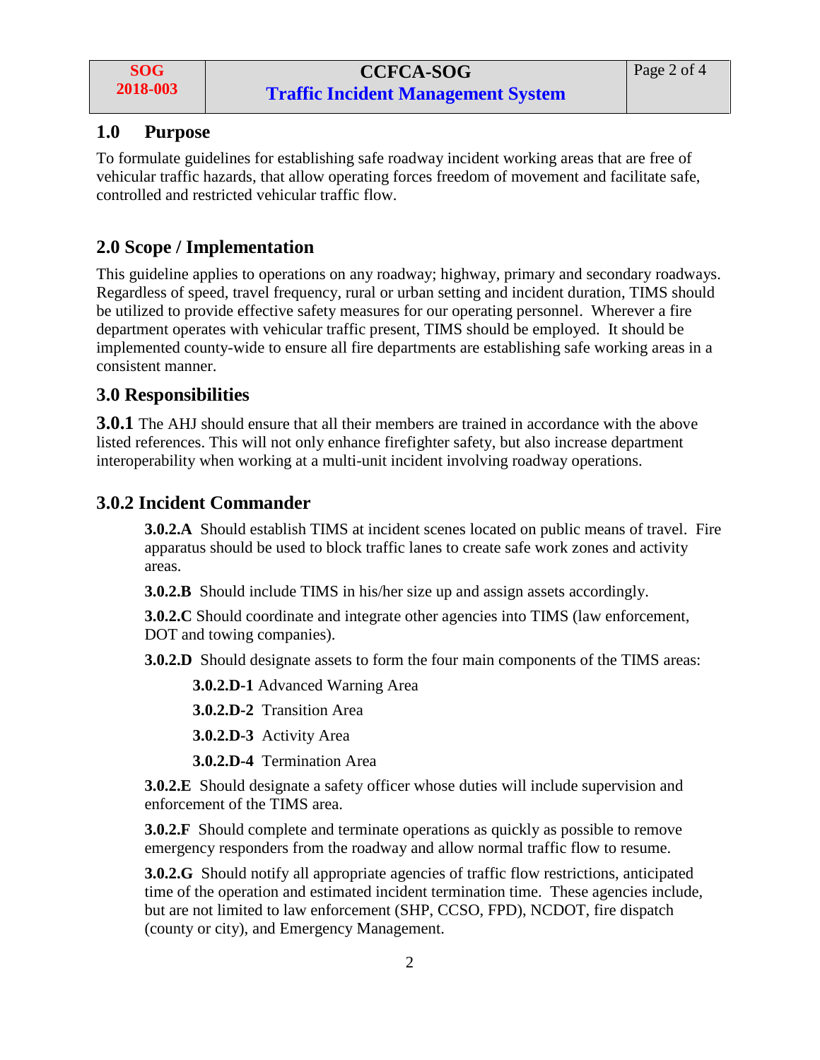## 1.0 Purpose

To formulate guidelines for establishing safe roadway incident working areas that are free of vehicular traffic hazards, that allow operating forces freedom of movement and facilitate safe, controlled and restricted vehicular traffic flow.

## 2.0 Scope / Implementation

This guideline applies to operations on any roadway; highway, primary and secondary roadways. Regardless of speed, travel frequency, rural or urban setting and incident duration, TIMS should be utilized to provide effective safety measures for our operating personnel. Wherever a fire department operates with vehicular traffic present, TIMS should be employed. It should be implemented county-wide to ensure all fire departments are establishing safe working areas in a consistent manner.

## 3.0 Responsibilities

**3.0.1** The AHJ should ensure that all their members are trained in accordance with the above listed references. This will not only enhance firefighter safety, but also increase department interoperability when working at a multi-unit incident involving roadway operations.

### 3.0.2 Incident Commander

**3.0.2.A** Should establish TIMS at incident scenes located on public means of travel. Fire apparatus should be used to block traffic lanes to create safe work zones and activity areas.

**3.0.2.B** Should include TIMS in his/her size up and assign assets accordingly.

**3.0.2.C** Should coordinate and integrate other agencies into TIMS (law enforcement, DOT and towing companies).

**3.0.2.D** Should designate assets to form the four main components of the TIMS areas:

- **3.0.2.D-1** Advanced Warning Area
- **3.0.2.D-2** Transition Area
- **3.0.2.D-3** Activity Area
- **3.0.2.D-4** Termination Area

**3.0.2.E** Should designate a safety officer whose duties will include supervision and enforcement of the TIMS area.

**3.0.2.F** Should complete and terminate operations as quickly as possible to remove emergency responders from the roadway and allow normal traffic flow to resume.

**3.0.2.G** Should notify all appropriate agencies of traffic flow restrictions, anticipated time of the operation and estimated incident termination time. These agencies include, but are not limited to law enforcement (SHP, CCSO, FPD), NCDOT, fire dispatch (county or city), and Emergency Management.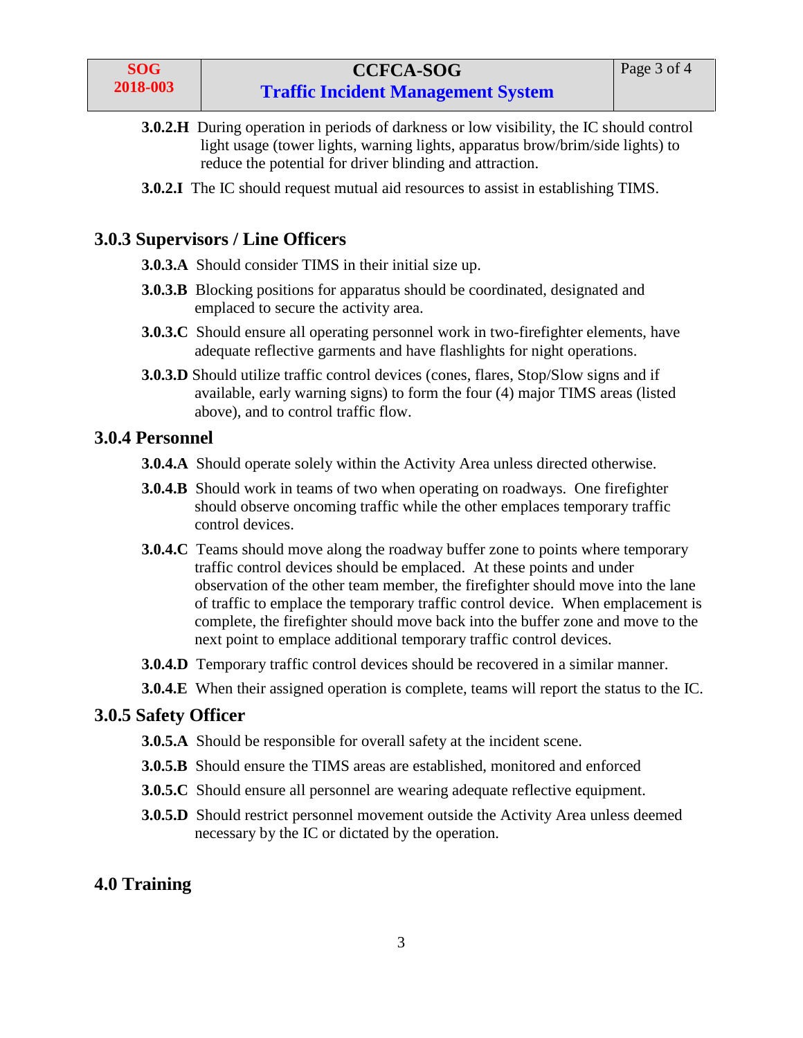**3.0.2.H** During operation in periods of darkness or low visibility, the IC should control light usage (tower lights, warning lights, apparatus brow/brim/side lights) to reduce the potential for driver blinding and attraction.

**3.0.2.I** The IC should request mutual aid resources to assist in establishing TIMS.

## 3.0.3 Supervisors / Line Officers

**3.0.3.A** Should consider TIMS in their initial size up.

**3.0.3.B** Blocking positions for apparatus should be coordinated, designated and emplaced to secure the activity area.

**3.0.3.C** Should ensure all operating personnel work in two-firefighter elements, have adequate reflective garments and have flashlights for night operations.

**3.0.3.D** Should utilize traffic control devices (cones, flares, Stop/Slow signs and if available, early warning signs) to form the four (4) major TIMS areas (listed above), and to control traffic flow.

## 3.0.4 Personnel

**3.0.4.A** Should operate solely within the Activity Area unless directed otherwise.

**3.0.4.B** Should work in teams of two when operating on roadways. One firefighter should observe oncoming traffic while the other emplaces temporary traffic control devices.

**3.0.4.C** Teams should move along the roadway buffer zone to points where temporary traffic control devices should be emplaced. At these points and under observation of the other team member, the firefighter should move into the lane of traffic to emplace the temporary traffic control device. When emplacement is complete, the firefighter should move back into the buffer zone and move to the next point to emplace additional temporary traffic control devices.

**3.0.4.D** Temporary traffic control devices should be recovered in a similar manner.

**3.0.4.E** When their assigned operation is complete, teams will report the status to the IC.

## 3.0.5 Safety Officer

**3.0.5.A** Should be responsible for overall safety at the incident scene.

**3.0.5.B** Should ensure the TIMS areas are established, monitored and enforced

**3.0.5.C** Should ensure all personnel are wearing adequate reflective equipment.

**3.0.5.D** Should restrict personnel movement outside the Activity Area unless deemed necessary by the IC or dictated by the operation.

# 4.0 Training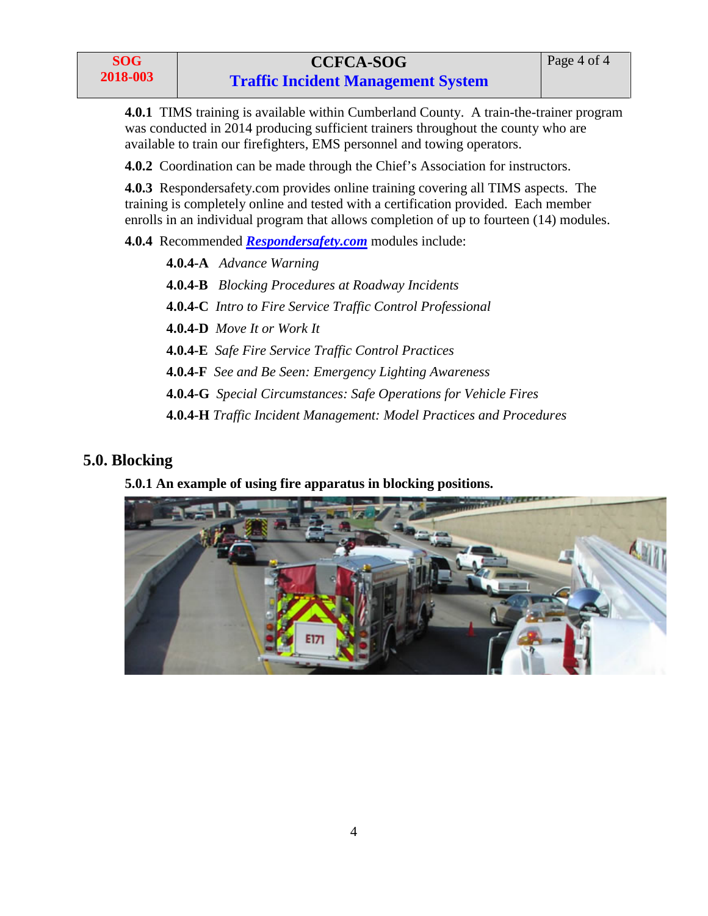**4.0.1** TIMS training is available within Cumberland County. A train-the-trainer program was conducted in 2014 producing sufficient trainers throughout the county who are available to train our firefighters, EMS personnel and towing operators.

**4.0.2** Coordination can be made through the Chief's Association for instructors.

**4.0.3** Respondersafety.com provides online training covering all TIMS aspects. The training is completely online and tested with a certification provided. Each member enrolls in an individual program that allows completion of up to fourteen (14) modules.

**4.0.4** Recommended ***Respondersafety.com*** modules include:

- **4.0.4-A** *Advance Warning*
- **4.0.4-B** *Blocking Procedures at Roadway Incidents*
- **4.0.4-C** *Intro to Fire Service Traffic Control Professional*
- **4.0.4-D** *Move It or Work It*
- **4.0.4-E** *Safe Fire Service Traffic Control Practices*
- **4.0.4-F** *See and Be Seen: Emergency Lighting Awareness*
- **4.0.4-G** *Special Circumstances: Safe Operations for Vehicle Fires*
- **4.0.4-H** *Traffic Incident Management: Model Practices and Procedures*

## 5.0. Blocking

**5.0.1 An example of using fire apparatus in blocking positions.**